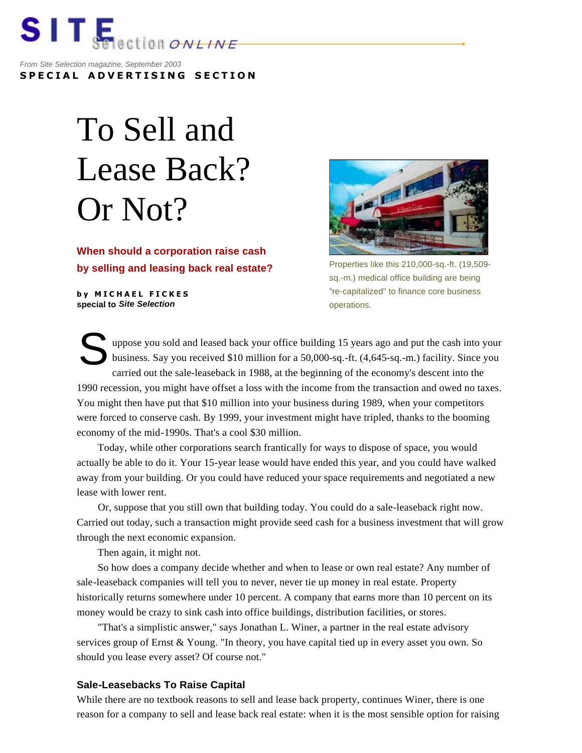*From Site Selection magazine, September 2003*

**SPECIAL ADVERTISING SECTION**

# To Sell and Lease Back? Or Not?

**When should a corporation raise cash by selling and leasing back real estate?**

**by MICHAEL FICKES**
**special to *Site Selection***

Properties like this 210,000-sq.-ft. (19,509-sq.-m.) medical office building are being "re-capitalized" to finance core business operations.

Suppose you sold and leased back your office building 15 years ago and put the cash into your business. Say you received $10 million for a 50,000-sq.-ft. (4,645-sq.-m.) facility. Since you carried out the sale-leaseback in 1988, at the beginning of the economy's descent into the 1990 recession, you might have offset a loss with the income from the transaction and owed no taxes. You might then have put that $10 million into your business during 1989, when your competitors were forced to conserve cash. By 1999, your investment might have tripled, thanks to the booming economy of the mid-1990s. That's a cool $30 million.

Today, while other corporations search frantically for ways to dispose of space, you would actually be able to do it. Your 15-year lease would have ended this year, and you could have walked away from your building. Or you could have reduced your space requirements and negotiated a new lease with lower rent.

Or, suppose that you still own that building today. You could do a sale-leaseback right now. Carried out today, such a transaction might provide seed cash for a business investment that will grow through the next economic expansion.

Then again, it might not.

So how does a company decide whether and when to lease or own real estate? Any number of sale-leaseback companies will tell you to never, never tie up money in real estate. Property historically returns somewhere under 10 percent. A company that earns more than 10 percent on its money would be crazy to sink cash into office buildings, distribution facilities, or stores.

"That's a simplistic answer," says Jonathan L. Winer, a partner in the real estate advisory services group of Ernst & Young. "In theory, you have capital tied up in every asset you own. So should you lease every asset? Of course not."

### Sale-Leasebacks To Raise Capital

While there are no textbook reasons to sell and lease back property, continues Winer, there is one reason for a company to sell and lease back real estate: when it is the most sensible option for raising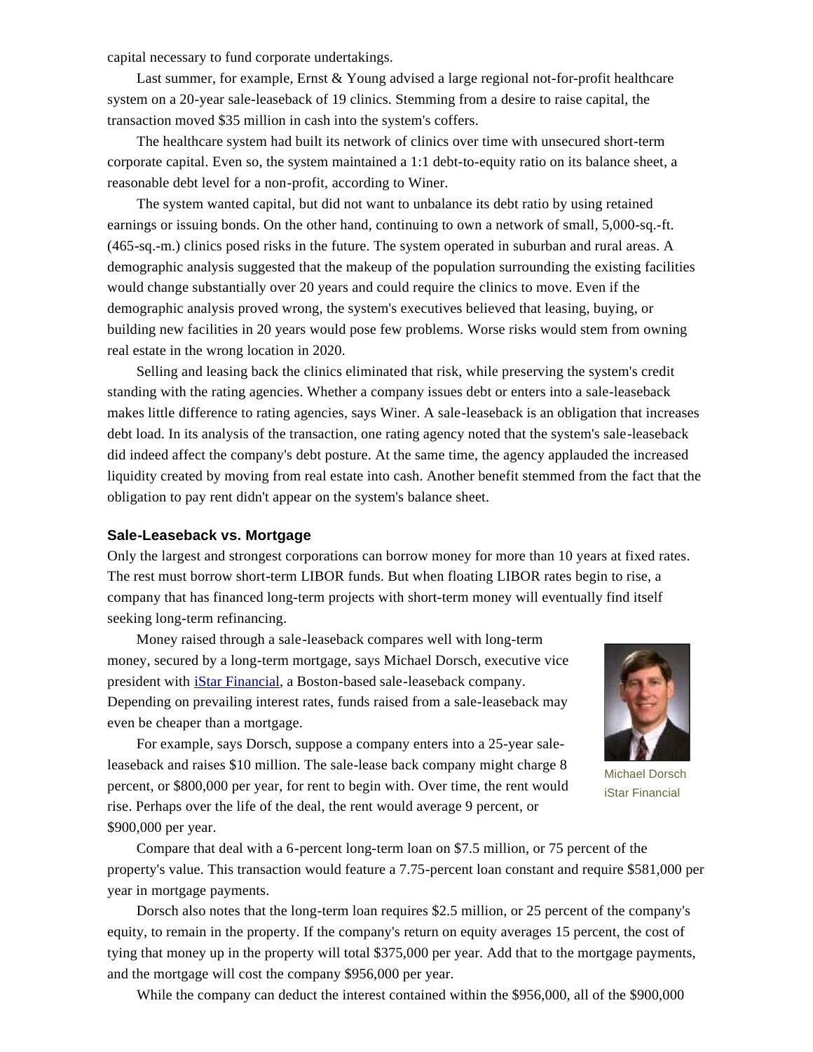capital necessary to fund corporate undertakings.

Last summer, for example, Ernst & Young advised a large regional not-for-profit healthcare system on a 20-year sale-leaseback of 19 clinics. Stemming from a desire to raise capital, the transaction moved $35 million in cash into the system's coffers.

The healthcare system had built its network of clinics over time with unsecured short-term corporate capital. Even so, the system maintained a 1:1 debt-to-equity ratio on its balance sheet, a reasonable debt level for a non-profit, according to Winer.

The system wanted capital, but did not want to unbalance its debt ratio by using retained earnings or issuing bonds. On the other hand, continuing to own a network of small, 5,000-sq.-ft. (465-sq.-m.) clinics posed risks in the future. The system operated in suburban and rural areas. A demographic analysis suggested that the makeup of the population surrounding the existing facilities would change substantially over 20 years and could require the clinics to move. Even if the demographic analysis proved wrong, the system's executives believed that leasing, buying, or building new facilities in 20 years would pose few problems. Worse risks would stem from owning real estate in the wrong location in 2020.

Selling and leasing back the clinics eliminated that risk, while preserving the system's credit standing with the rating agencies. Whether a company issues debt or enters into a sale-leaseback makes little difference to rating agencies, says Winer. A sale-leaseback is an obligation that increases debt load. In its analysis of the transaction, one rating agency noted that the system's sale-leaseback did indeed affect the company's debt posture. At the same time, the agency applauded the increased liquidity created by moving from real estate into cash. Another benefit stemmed from the fact that the obligation to pay rent didn't appear on the system's balance sheet.

### Sale-Leaseback vs. Mortgage

Only the largest and strongest corporations can borrow money for more than 10 years at fixed rates. The rest must borrow short-term LIBOR funds. But when floating LIBOR rates begin to rise, a company that has financed long-term projects with short-term money will eventually find itself seeking long-term refinancing.

Money raised through a sale-leaseback compares well with long-term money, secured by a long-term mortgage, says Michael Dorsch, executive vice president with [iStar Financial](), a Boston-based sale-leaseback company. Depending on prevailing interest rates, funds raised from a sale-leaseback may even be cheaper than a mortgage.

Michael Dorsch
iStar Financial

For example, says Dorsch, suppose a company enters into a 25-year sale-leaseback and raises $10 million. The sale-lease back company might charge 8 percent, or $800,000 per year, for rent to begin with. Over time, the rent would rise. Perhaps over the life of the deal, the rent would average 9 percent, or $900,000 per year.

Compare that deal with a 6-percent long-term loan on $7.5 million, or 75 percent of the property's value. This transaction would feature a 7.75-percent loan constant and require $581,000 per year in mortgage payments.

Dorsch also notes that the long-term loan requires $2.5 million, or 25 percent of the company's equity, to remain in the property. If the company's return on equity averages 15 percent, the cost of tying that money up in the property will total $375,000 per year. Add that to the mortgage payments, and the mortgage will cost the company $956,000 per year.

While the company can deduct the interest contained within the $956,000, all of the $900,000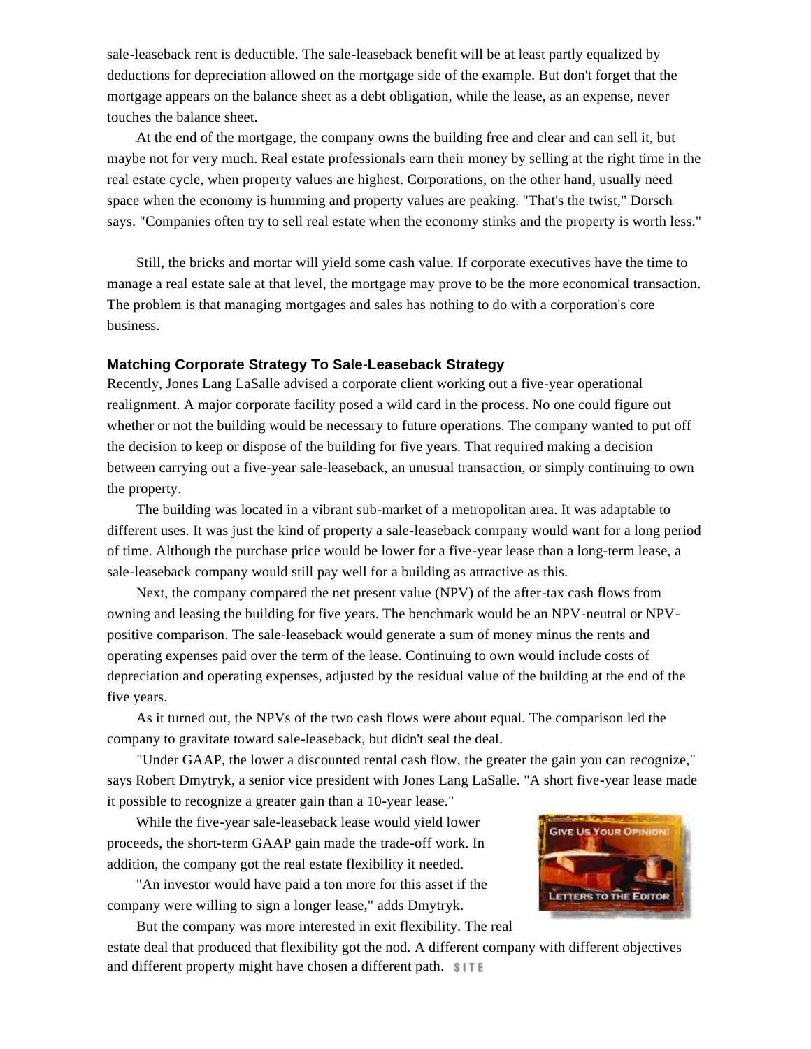sale-leaseback rent is deductible. The sale-leaseback benefit will be at least partly equalized by deductions for depreciation allowed on the mortgage side of the example. But don't forget that the mortgage appears on the balance sheet as a debt obligation, while the lease, as an expense, never touches the balance sheet.

At the end of the mortgage, the company owns the building free and clear and can sell it, but maybe not for very much. Real estate professionals earn their money by selling at the right time in the real estate cycle, when property values are highest. Corporations, on the other hand, usually need space when the economy is humming and property values are peaking. "That's the twist," Dorsch says. "Companies often try to sell real estate when the economy stinks and the property is worth less."

Still, the bricks and mortar will yield some cash value. If corporate executives have the time to manage a real estate sale at that level, the mortgage may prove to be the more economical transaction. The problem is that managing mortgages and sales has nothing to do with a corporation's core business.

### Matching Corporate Strategy To Sale-Leaseback Strategy

Recently, Jones Lang LaSalle advised a corporate client working out a five-year operational realignment. A major corporate facility posed a wild card in the process. No one could figure out whether or not the building would be necessary to future operations. The company wanted to put off the decision to keep or dispose of the building for five years. That required making a decision between carrying out a five-year sale-leaseback, an unusual transaction, or simply continuing to own the property.

The building was located in a vibrant sub-market of a metropolitan area. It was adaptable to different uses. It was just the kind of property a sale-leaseback company would want for a long period of time. Although the purchase price would be lower for a five-year lease than a long-term lease, a sale-leaseback company would still pay well for a building as attractive as this.

Next, the company compared the net present value (NPV) of the after-tax cash flows from owning and leasing the building for five years. The benchmark would be an NPV-neutral or NPV-positive comparison. The sale-leaseback would generate a sum of money minus the rents and operating expenses paid over the term of the lease. Continuing to own would include costs of depreciation and operating expenses, adjusted by the residual value of the building at the end of the five years.

As it turned out, the NPVs of the two cash flows were about equal. The comparison led the company to gravitate toward sale-leaseback, but didn't seal the deal.

"Under GAAP, the lower a discounted rental cash flow, the greater the gain you can recognize," says Robert Dmytryk, a senior vice president with Jones Lang LaSalle. "A short five-year lease made it possible to recognize a greater gain than a 10-year lease."

While the five-year sale-leaseback lease would yield lower proceeds, the short-term GAAP gain made the trade-off work. In addition, the company got the real estate flexibility it needed.

"An investor would have paid a ton more for this asset if the company were willing to sign a longer lease," adds Dmytryk.

But the company was more interested in exit flexibility. The real estate deal that produced that flexibility got the nod. A different company with different objectives and different property might have chosen a different path. SITE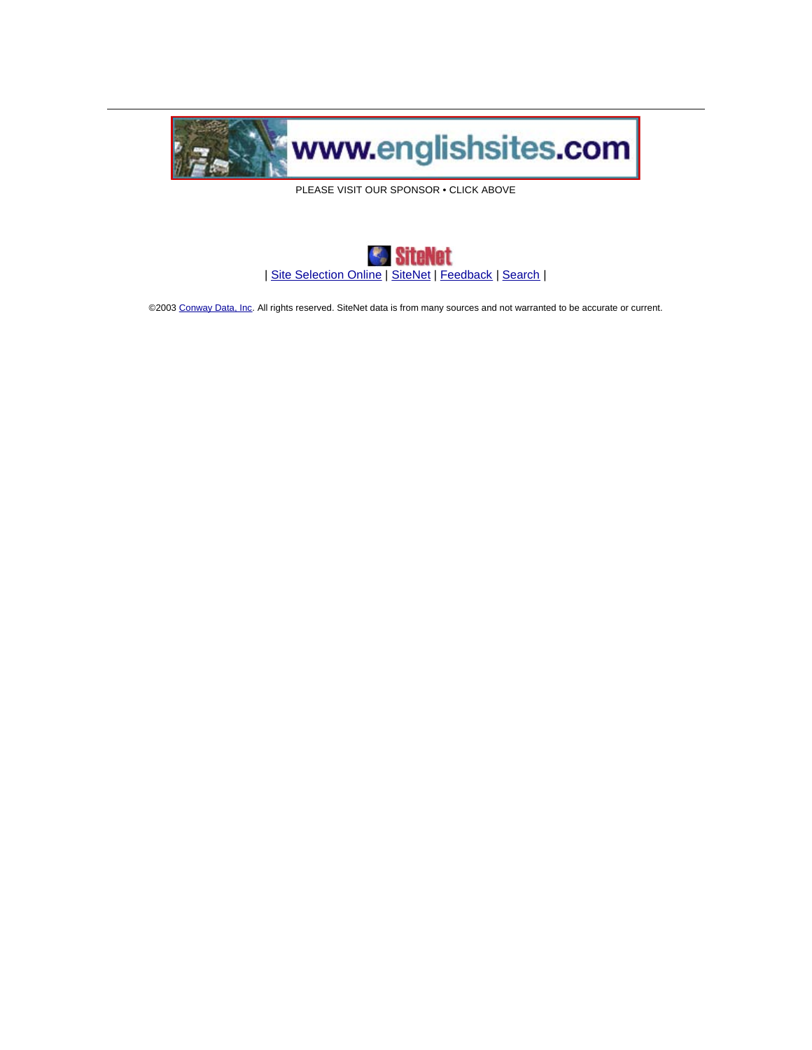---

www.englishsites.com

PLEASE VISIT OUR SPONSOR • CLICK ABOVE

SiteNet

| Site Selection Online | SiteNet | Feedback | Search |

©2003 Conway Data, Inc. All rights reserved. SiteNet data is from many sources and not warranted to be accurate or current.